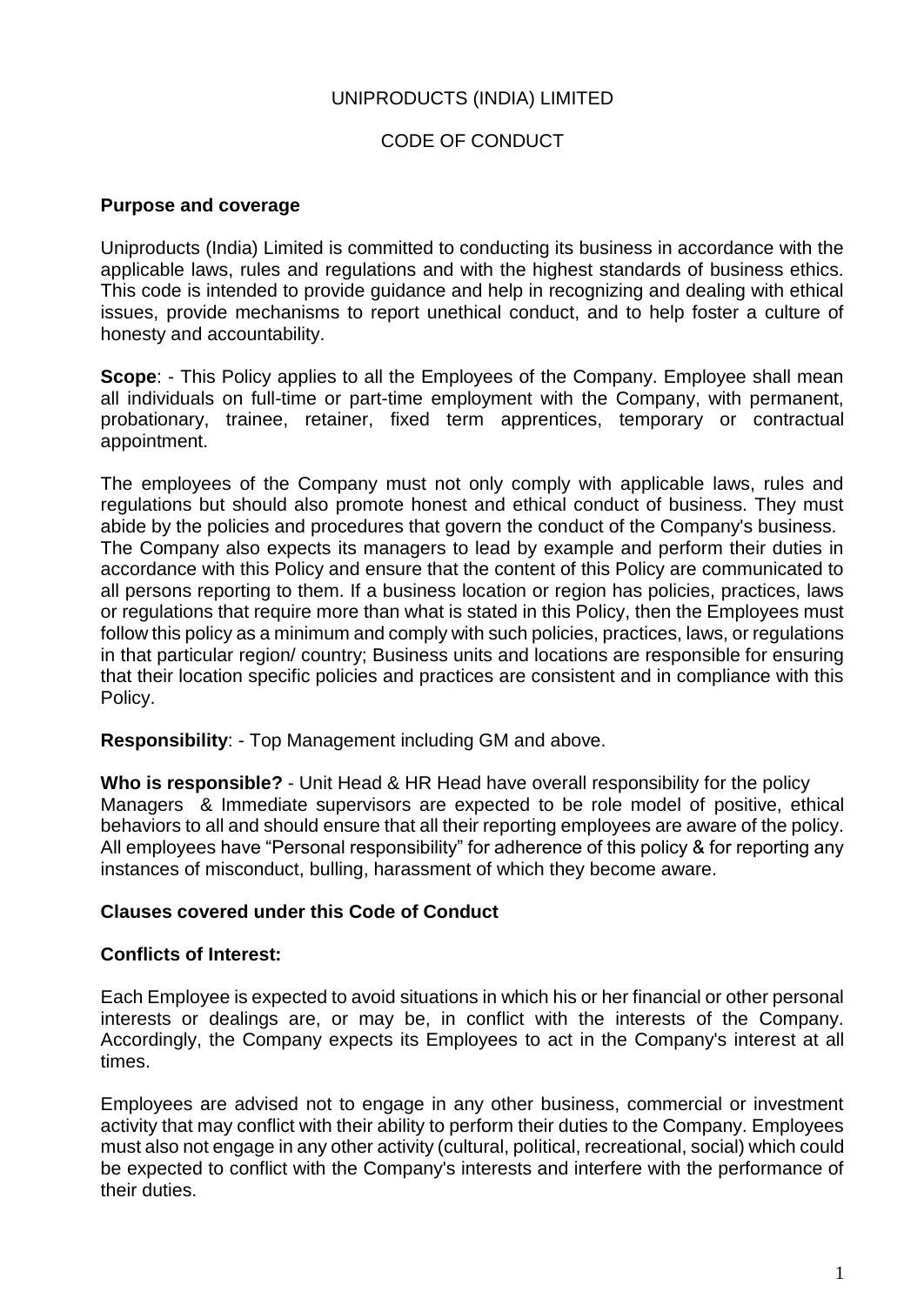# UNIPRODUCTS (INDIA) LIMITED

## CODE OF CONDUCT

**Purpose and coverage**

Uniproducts (India) Limited is committed to conducting its business in accordance with the applicable laws, rules and regulations and with the highest standards of business ethics. This code is intended to provide guidance and help in recognizing and dealing with ethical issues, provide mechanisms to report unethical conduct, and to help foster a culture of honesty and accountability.

**Scope**: - This Policy applies to all the Employees of the Company. Employee shall mean all individuals on full-time or part-time employment with the Company, with permanent, probationary, trainee, retainer, fixed term apprentices, temporary or contractual appointment.

The employees of the Company must not only comply with applicable laws, rules and regulations but should also promote honest and ethical conduct of business. They must abide by the policies and procedures that govern the conduct of the Company's business. The Company also expects its managers to lead by example and perform their duties in accordance with this Policy and ensure that the content of this Policy are communicated to all persons reporting to them. If a business location or region has policies, practices, laws or regulations that require more than what is stated in this Policy, then the Employees must follow this policy as a minimum and comply with such policies, practices, laws, or regulations in that particular region/ country; Business units and locations are responsible for ensuring that their location specific policies and practices are consistent and in compliance with this Policy.

**Responsibility**: - Top Management including GM and above.

**Who is responsible?** - Unit Head & HR Head have overall responsibility for the policy Managers & Immediate supervisors are expected to be role model of positive, ethical behaviors to all and should ensure that all their reporting employees are aware of the policy. All employees have "Personal responsibility" for adherence of this policy & for reporting any instances of misconduct, bulling, harassment of which they become aware.

**Clauses covered under this Code of Conduct**

**Conflicts of Interest:**

Each Employee is expected to avoid situations in which his or her financial or other personal interests or dealings are, or may be, in conflict with the interests of the Company. Accordingly, the Company expects its Employees to act in the Company's interest at all times.

Employees are advised not to engage in any other business, commercial or investment activity that may conflict with their ability to perform their duties to the Company. Employees must also not engage in any other activity (cultural, political, recreational, social) which could be expected to conflict with the Company's interests and interfere with the performance of their duties.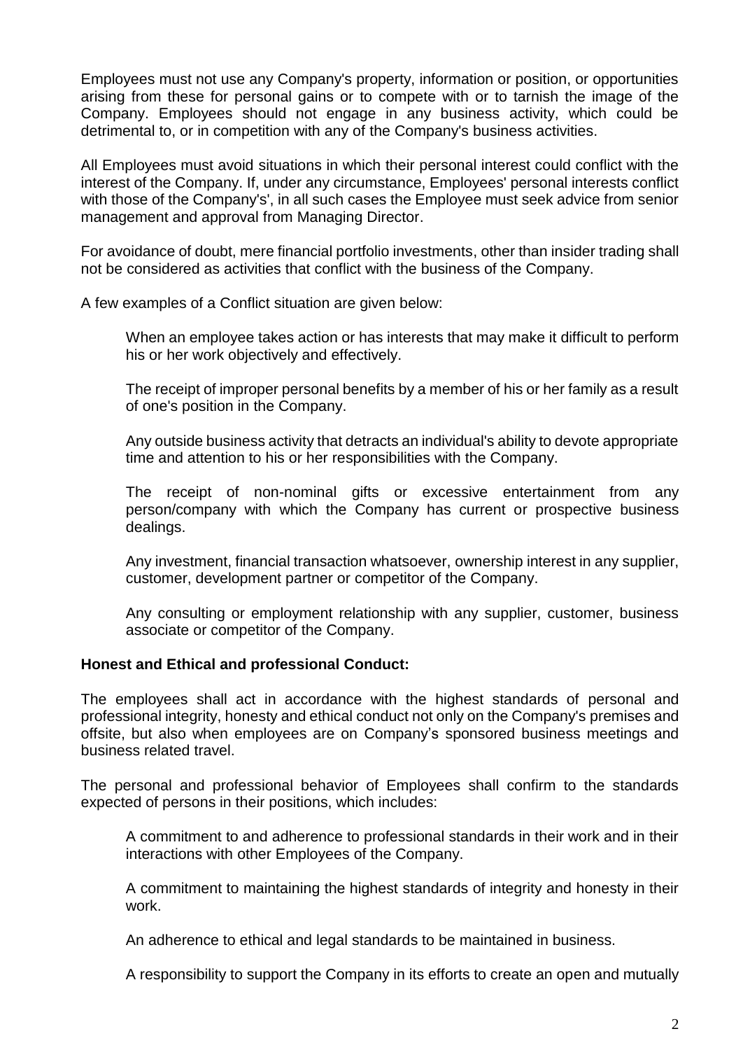Employees must not use any Company's property, information or position, or opportunities arising from these for personal gains or to compete with or to tarnish the image of the Company. Employees should not engage in any business activity, which could be detrimental to, or in competition with any of the Company's business activities.

All Employees must avoid situations in which their personal interest could conflict with the interest of the Company. If, under any circumstance, Employees' personal interests conflict with those of the Company's', in all such cases the Employee must seek advice from senior management and approval from Managing Director.

For avoidance of doubt, mere financial portfolio investments, other than insider trading shall not be considered as activities that conflict with the business of the Company.

A few examples of a Conflict situation are given below:

When an employee takes action or has interests that may make it difficult to perform his or her work objectively and effectively.

The receipt of improper personal benefits by a member of his or her family as a result of one's position in the Company.

Any outside business activity that detracts an individual's ability to devote appropriate time and attention to his or her responsibilities with the Company.

The receipt of non-nominal gifts or excessive entertainment from any person/company with which the Company has current or prospective business dealings.

Any investment, financial transaction whatsoever, ownership interest in any supplier, customer, development partner or competitor of the Company.

Any consulting or employment relationship with any supplier, customer, business associate or competitor of the Company.

**Honest and Ethical and professional Conduct:**

The employees shall act in accordance with the highest standards of personal and professional integrity, honesty and ethical conduct not only on the Company's premises and offsite, but also when employees are on Company's sponsored business meetings and business related travel.

The personal and professional behavior of Employees shall confirm to the standards expected of persons in their positions, which includes:

A commitment to and adherence to professional standards in their work and in their interactions with other Employees of the Company.

A commitment to maintaining the highest standards of integrity and honesty in their work.

An adherence to ethical and legal standards to be maintained in business.

A responsibility to support the Company in its efforts to create an open and mutually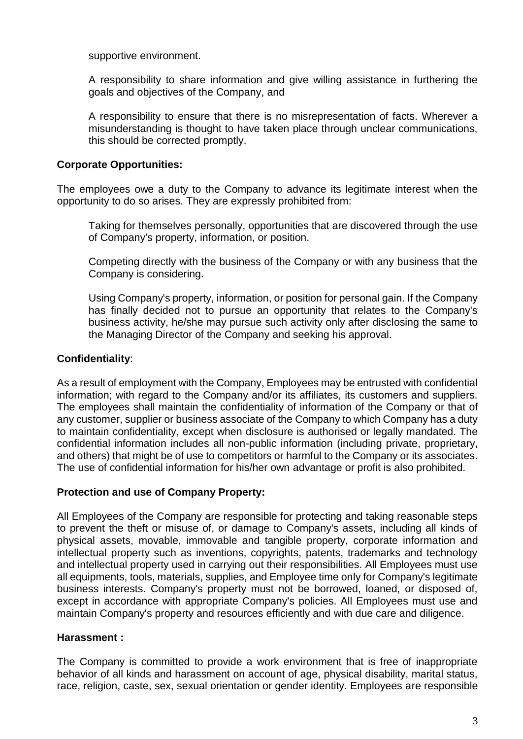supportive environment.

A responsibility to share information and give willing assistance in furthering the goals and objectives of the Company, and

A responsibility to ensure that there is no misrepresentation of facts. Wherever a misunderstanding is thought to have taken place through unclear communications, this should be corrected promptly.

**Corporate Opportunities:**

The employees owe a duty to the Company to advance its legitimate interest when the opportunity to do so arises. They are expressly prohibited from:

Taking for themselves personally, opportunities that are discovered through the use of Company's property, information, or position.

Competing directly with the business of the Company or with any business that the Company is considering.

Using Company's property, information, or position for personal gain. If the Company has finally decided not to pursue an opportunity that relates to the Company's business activity, he/she may pursue such activity only after disclosing the same to the Managing Director of the Company and seeking his approval.

**Confidentiality**:

As a result of employment with the Company, Employees may be entrusted with confidential information; with regard to the Company and/or its affiliates, its customers and suppliers. The employees shall maintain the confidentiality of information of the Company or that of any customer, supplier or business associate of the Company to which Company has a duty to maintain confidentiality, except when disclosure is authorised or legally mandated. The confidential information includes all non-public information (including private, proprietary, and others) that might be of use to competitors or harmful to the Company or its associates. The use of confidential information for his/her own advantage or profit is also prohibited.

**Protection and use of Company Property:**

All Employees of the Company are responsible for protecting and taking reasonable steps to prevent the theft or misuse of, or damage to Company's assets, including all kinds of physical assets, movable, immovable and tangible property, corporate information and intellectual property such as inventions, copyrights, patents, trademarks and technology and intellectual property used in carrying out their responsibilities. All Employees must use all equipments, tools, materials, supplies, and Employee time only for Company's legitimate business interests. Company's property must not be borrowed, loaned, or disposed of, except in accordance with appropriate Company's policies. All Employees must use and maintain Company's property and resources efficiently and with due care and diligence.

**Harassment :**

The Company is committed to provide a work environment that is free of inappropriate behavior of all kinds and harassment on account of age, physical disability, marital status, race, religion, caste, sex, sexual orientation or gender identity. Employees are responsible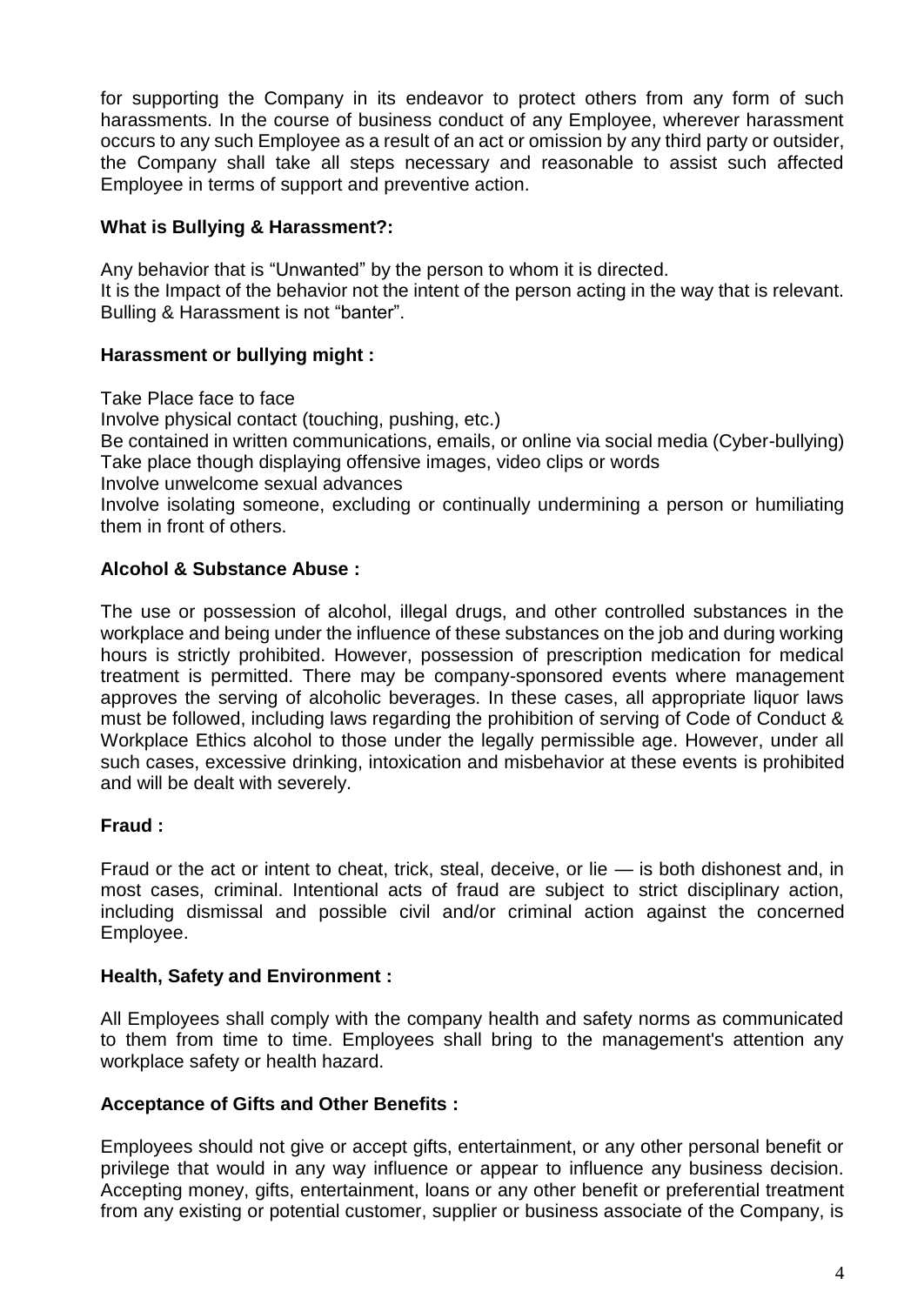for supporting the Company in its endeavor to protect others from any form of such harassments. In the course of business conduct of any Employee, wherever harassment occurs to any such Employee as a result of an act or omission by any third party or outsider, the Company shall take all steps necessary and reasonable to assist such affected Employee in terms of support and preventive action.

**What is Bullying & Harassment?:**

Any behavior that is "Unwanted" by the person to whom it is directed.
It is the Impact of the behavior not the intent of the person acting in the way that is relevant.
Bulling & Harassment is not "banter".

**Harassment or bullying might :**

Take Place face to face
Involve physical contact (touching, pushing, etc.)
Be contained in written communications, emails, or online via social media (Cyber-bullying)
Take place though displaying offensive images, video clips or words
Involve unwelcome sexual advances
Involve isolating someone, excluding or continually undermining a person or humiliating them in front of others.

**Alcohol & Substance Abuse :**

The use or possession of alcohol, illegal drugs, and other controlled substances in the workplace and being under the influence of these substances on the job and during working hours is strictly prohibited. However, possession of prescription medication for medical treatment is permitted. There may be company-sponsored events where management approves the serving of alcoholic beverages. In these cases, all appropriate liquor laws must be followed, including laws regarding the prohibition of serving of Code of Conduct & Workplace Ethics alcohol to those under the legally permissible age. However, under all such cases, excessive drinking, intoxication and misbehavior at these events is prohibited and will be dealt with severely.

**Fraud :**

Fraud or the act or intent to cheat, trick, steal, deceive, or lie — is both dishonest and, in most cases, criminal. Intentional acts of fraud are subject to strict disciplinary action, including dismissal and possible civil and/or criminal action against the concerned Employee.

**Health, Safety and Environment :**

All Employees shall comply with the company health and safety norms as communicated to them from time to time. Employees shall bring to the management's attention any workplace safety or health hazard.

**Acceptance of Gifts and Other Benefits :**

Employees should not give or accept gifts, entertainment, or any other personal benefit or privilege that would in any way influence or appear to influence any business decision. Accepting money, gifts, entertainment, loans or any other benefit or preferential treatment from any existing or potential customer, supplier or business associate of the Company, is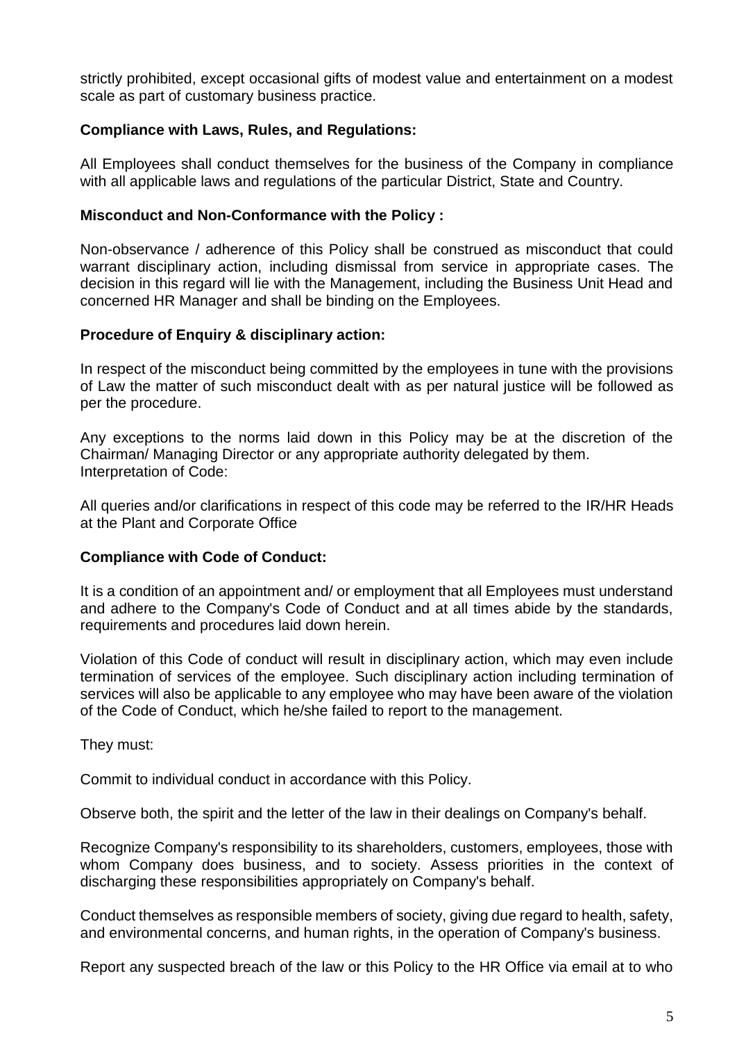strictly prohibited, except occasional gifts of modest value and entertainment on a modest scale as part of customary business practice.

**Compliance with Laws, Rules, and Regulations:**

All Employees shall conduct themselves for the business of the Company in compliance with all applicable laws and regulations of the particular District, State and Country.

**Misconduct and Non-Conformance with the Policy :**

Non-observance / adherence of this Policy shall be construed as misconduct that could warrant disciplinary action, including dismissal from service in appropriate cases. The decision in this regard will lie with the Management, including the Business Unit Head and concerned HR Manager and shall be binding on the Employees.

**Procedure of Enquiry & disciplinary action:**

In respect of the misconduct being committed by the employees in tune with the provisions of Law the matter of such misconduct dealt with as per natural justice will be followed as per the procedure.

Any exceptions to the norms laid down in this Policy may be at the discretion of the Chairman/ Managing Director or any appropriate authority delegated by them.
Interpretation of Code:

All queries and/or clarifications in respect of this code may be referred to the IR/HR Heads at the Plant and Corporate Office

**Compliance with Code of Conduct:**

It is a condition of an appointment and/ or employment that all Employees must understand and adhere to the Company's Code of Conduct and at all times abide by the standards, requirements and procedures laid down herein.

Violation of this Code of conduct will result in disciplinary action, which may even include termination of services of the employee. Such disciplinary action including termination of services will also be applicable to any employee who may have been aware of the violation of the Code of Conduct, which he/she failed to report to the management.

They must:

Commit to individual conduct in accordance with this Policy.

Observe both, the spirit and the letter of the law in their dealings on Company's behalf.

Recognize Company's responsibility to its shareholders, customers, employees, those with whom Company does business, and to society. Assess priorities in the context of discharging these responsibilities appropriately on Company's behalf.

Conduct themselves as responsible members of society, giving due regard to health, safety, and environmental concerns, and human rights, in the operation of Company's business.

Report any suspected breach of the law or this Policy to the HR Office via email at to who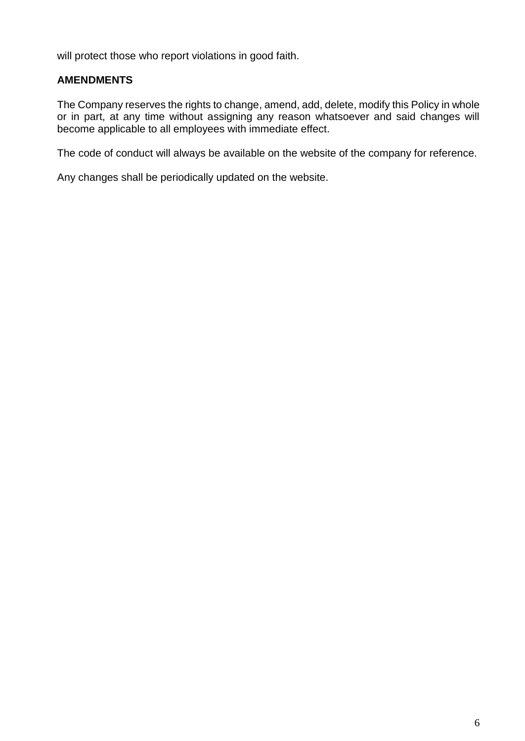will protect those who report violations in good faith.

## AMENDMENTS

The Company reserves the rights to change, amend, add, delete, modify this Policy in whole or in part, at any time without assigning any reason whatsoever and said changes will become applicable to all employees with immediate effect.

The code of conduct will always be available on the website of the company for reference.

Any changes shall be periodically updated on the website.